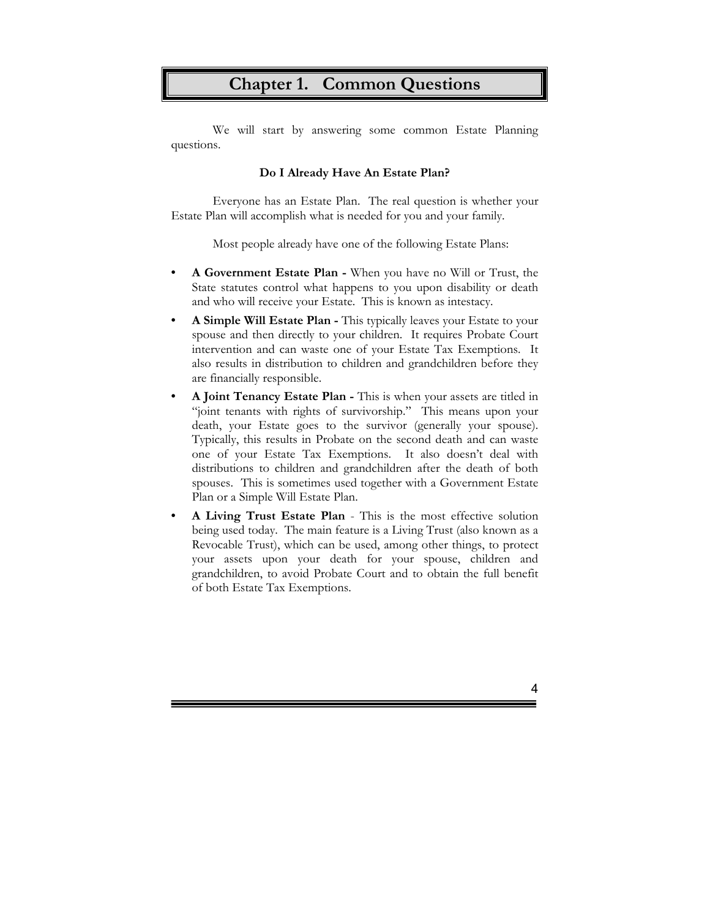# Chapter 1. Common Questions

We will start by answering some common Estate Planning questions.

**Do I Already Have An Estate Plan?**

Everyone has an Estate Plan. The real question is whether your Estate Plan will accomplish what is needed for you and your family.

Most people already have one of the following Estate Plans:

- **A Government Estate Plan -** When you have no Will or Trust, the State statutes control what happens to you upon disability or death and who will receive your Estate. This is known as intestacy.
- **A Simple Will Estate Plan -** This typically leaves your Estate to your spouse and then directly to your children. It requires Probate Court intervention and can waste one of your Estate Tax Exemptions. It also results in distribution to children and grandchildren before they are financially responsible.
- **A Joint Tenancy Estate Plan -** This is when your assets are titled in "joint tenants with rights of survivorship." This means upon your death, your Estate goes to the survivor (generally your spouse). Typically, this results in Probate on the second death and can waste one of your Estate Tax Exemptions. It also doesn't deal with distributions to children and grandchildren after the death of both spouses. This is sometimes used together with a Government Estate Plan or a Simple Will Estate Plan.
- **A Living Trust Estate Plan** - This is the most effective solution being used today. The main feature is a Living Trust (also known as a Revocable Trust), which can be used, among other things, to protect your assets upon your death for your spouse, children and grandchildren, to avoid Probate Court and to obtain the full benefit of both Estate Tax Exemptions.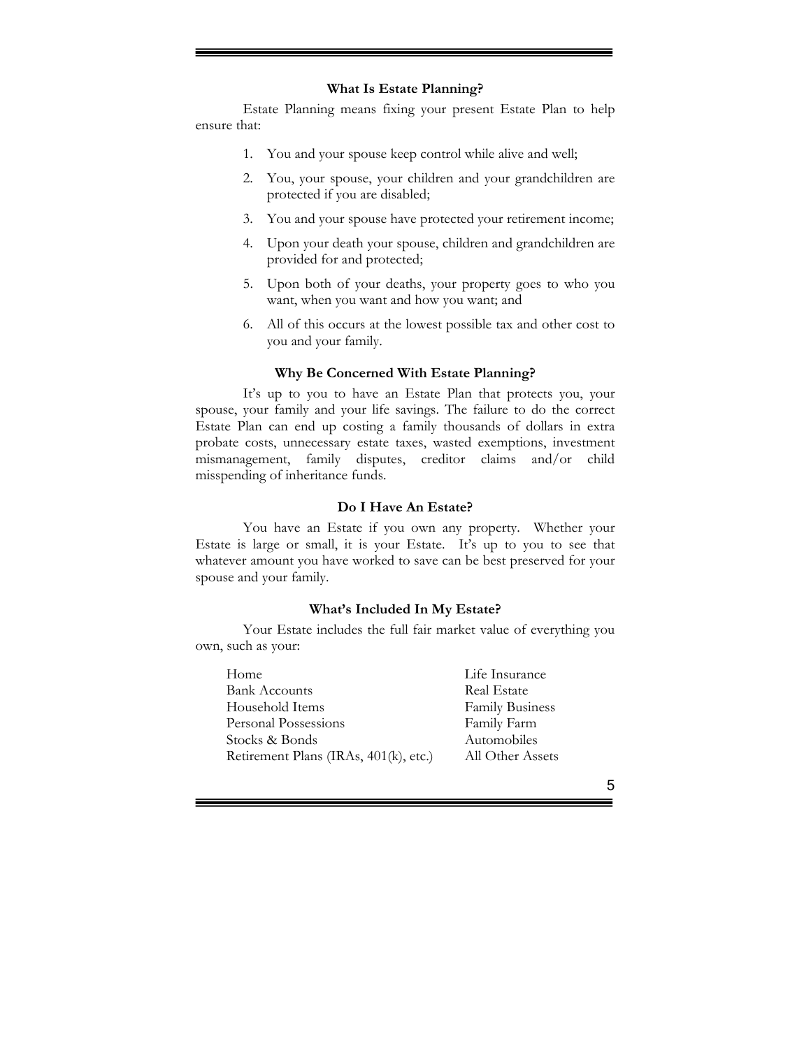### What Is Estate Planning?

Estate Planning means fixing your present Estate Plan to help ensure that:

1. You and your spouse keep control while alive and well;
2. You, your spouse, your children and your grandchildren are protected if you are disabled;
3. You and your spouse have protected your retirement income;
4. Upon your death your spouse, children and grandchildren are provided for and protected;
5. Upon both of your deaths, your property goes to who you want, when you want and how you want; and
6. All of this occurs at the lowest possible tax and other cost to you and your family.

### Why Be Concerned With Estate Planning?

It's up to you to have an Estate Plan that protects you, your spouse, your family and your life savings. The failure to do the correct Estate Plan can end up costing a family thousands of dollars in extra probate costs, unnecessary estate taxes, wasted exemptions, investment mismanagement, family disputes, creditor claims and/or child misspending of inheritance funds.

### Do I Have An Estate?

You have an Estate if you own any property. Whether your Estate is large or small, it is your Estate. It's up to you to see that whatever amount you have worked to save can be best preserved for your spouse and your family.

### What's Included In My Estate?

Your Estate includes the full fair market value of everything you own, such as your:

- Home
- Bank Accounts
- Household Items
- Personal Possessions
- Stocks & Bonds
- Retirement Plans (IRAs, 401(k), etc.)
- Life Insurance
- Real Estate
- Family Business
- Family Farm
- Automobiles
- All Other Assets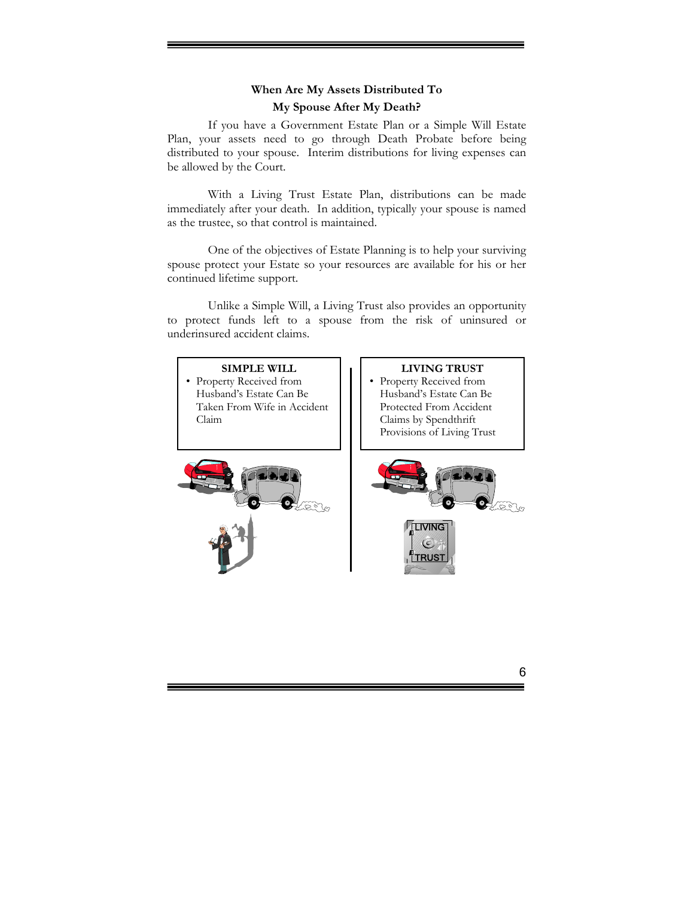## When Are My Assets Distributed To My Spouse After My Death?

If you have a Government Estate Plan or a Simple Will Estate Plan, your assets need to go through Death Probate before being distributed to your spouse. Interim distributions for living expenses can be allowed by the Court.

With a Living Trust Estate Plan, distributions can be made immediately after your death. In addition, typically your spouse is named as the trustee, so that control is maintained.

One of the objectives of Estate Planning is to help your surviving spouse protect your Estate so your resources are available for his or her continued lifetime support.

Unlike a Simple Will, a Living Trust also provides an opportunity to protect funds left to a spouse from the risk of uninsured or underinsured accident claims.

| SIMPLE WILL | LIVING TRUST |
|---|---|
| • Property Received from Husband's Estate Can Be Taken From Wife in Accident Claim | • Property Received from Husband's Estate Can Be Protected From Accident Claims by Spendthrift Provisions of Living Trust |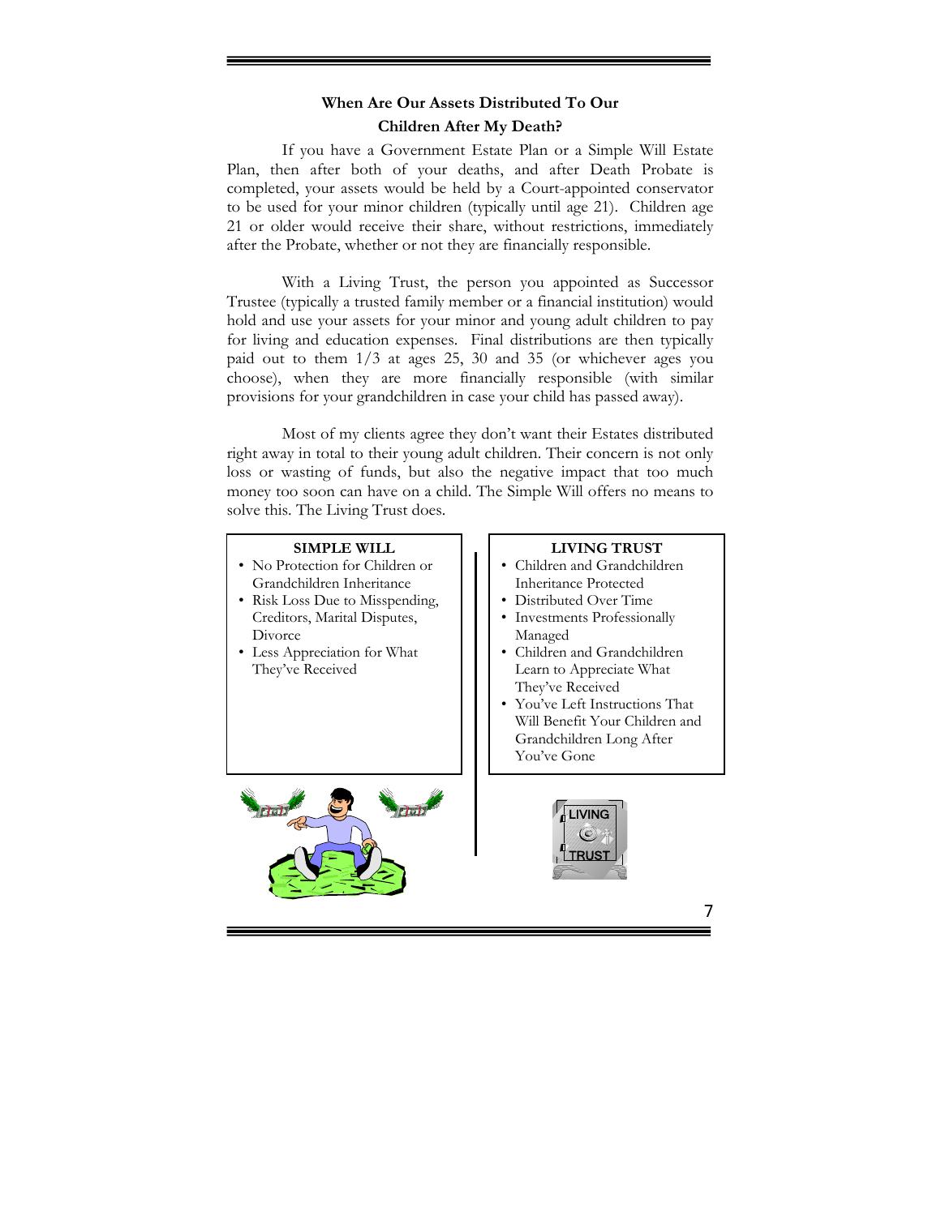## When Are Our Assets Distributed To Our Children After My Death?

If you have a Government Estate Plan or a Simple Will Estate Plan, then after both of your deaths, and after Death Probate is completed, your assets would be held by a Court-appointed conservator to be used for your minor children (typically until age 21). Children age 21 or older would receive their share, without restrictions, immediately after the Probate, whether or not they are financially responsible.

With a Living Trust, the person you appointed as Successor Trustee (typically a trusted family member or a financial institution) would hold and use your assets for your minor and young adult children to pay for living and education expenses. Final distributions are then typically paid out to them 1/3 at ages 25, 30 and 35 (or whichever ages you choose), when they are more financially responsible (with similar provisions for your grandchildren in case your child has passed away).

Most of my clients agree they don't want their Estates distributed right away in total to their young adult children. Their concern is not only loss or wasting of funds, but also the negative impact that too much money too soon can have on a child. The Simple Will offers no means to solve this. The Living Trust does.

**SIMPLE WILL**

- No Protection for Children or Grandchildren Inheritance
- Risk Loss Due to Misspending, Creditors, Marital Disputes, Divorce
- Less Appreciation for What They've Received

**LIVING TRUST**

- Children and Grandchildren Inheritance Protected
- Distributed Over Time
- Investments Professionally Managed
- Children and Grandchildren Learn to Appreciate What They've Received
- You've Left Instructions That Will Benefit Your Children and Grandchildren Long After You've Gone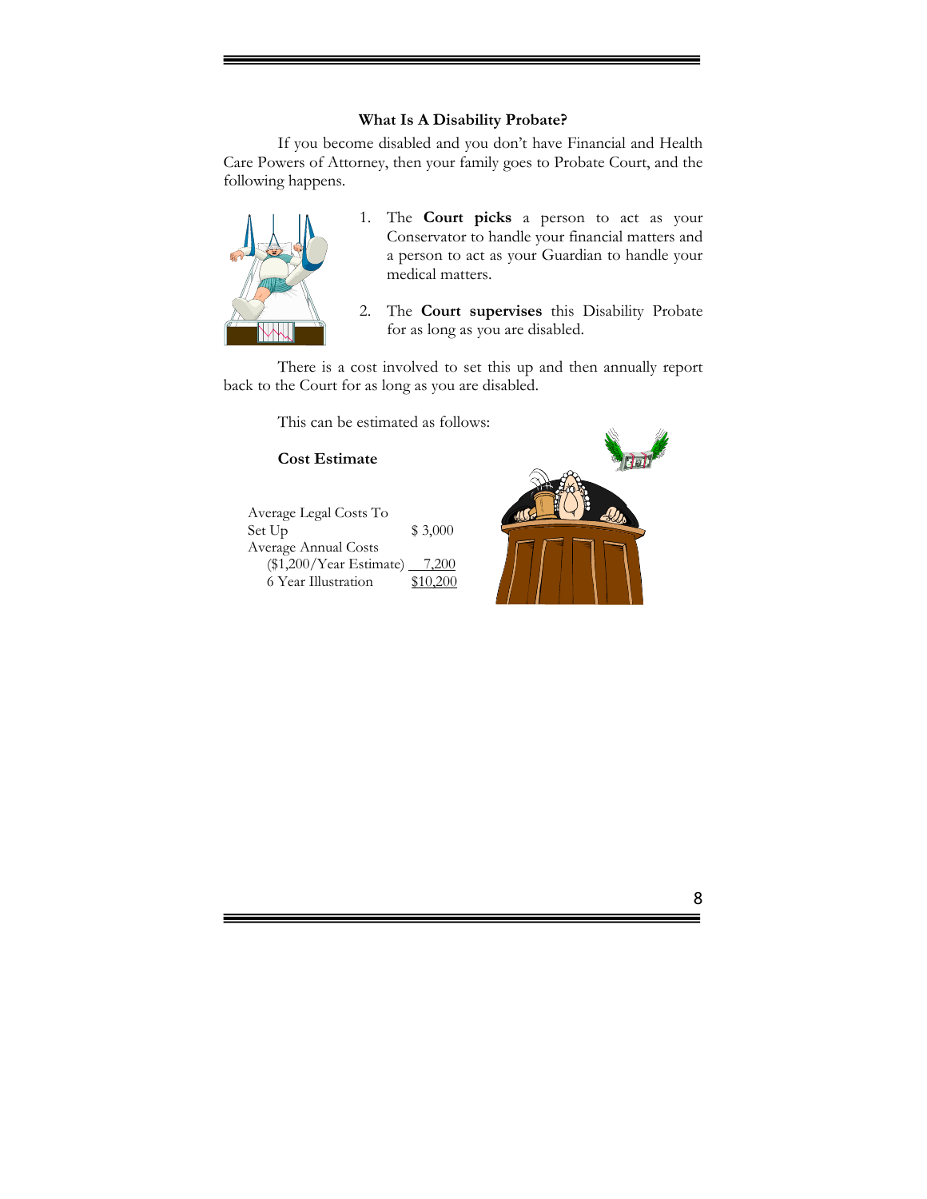### What Is A Disability Probate?

If you become disabled and you don't have Financial and Health Care Powers of Attorney, then your family goes to Probate Court, and the following happens.

1. The **Court picks** a person to act as your Conservator to handle your financial matters and a person to act as your Guardian to handle your medical matters.
2. The **Court supervises** this Disability Probate for as long as you are disabled.

There is a cost involved to set this up and then annually report back to the Court for as long as you are disabled.

This can be estimated as follows:

**Cost Estimate**

| | |
|---|---|
| Average Legal Costs To Set Up | $ 3,000 |
| Average Annual Costs ($1,200/Year Estimate) | 7,200 |
| 6 Year Illustration | $10,200 |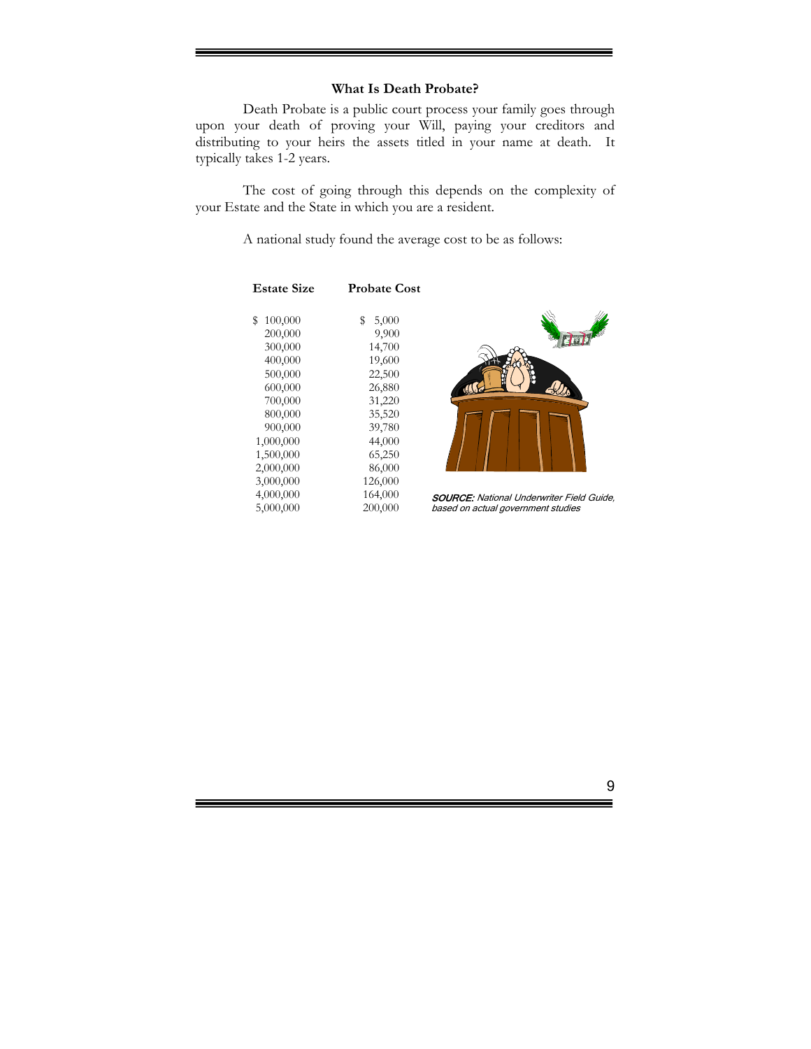### What Is Death Probate?

Death Probate is a public court process your family goes through upon your death of proving your Will, paying your creditors and distributing to your heirs the assets titled in your name at death. It typically takes 1-2 years.

The cost of going through this depends on the complexity of your Estate and the State in which you are a resident.

A national study found the average cost to be as follows:

| Estate Size | Probate Cost |
|---|---|
| $ 100,000 | $ 5,000 |
| 200,000 | 9,900 |
| 300,000 | 14,700 |
| 400,000 | 19,600 |
| 500,000 | 22,500 |
| 600,000 | 26,880 |
| 700,000 | 31,220 |
| 800,000 | 35,520 |
| 900,000 | 39,780 |
| 1,000,000 | 44,000 |
| 1,500,000 | 65,250 |
| 2,000,000 | 86,000 |
| 3,000,000 | 126,000 |
| 4,000,000 | 164,000 |
| 5,000,000 | 200,000 |

***SOURCE:*** *National Underwriter Field Guide, based on actual government studies*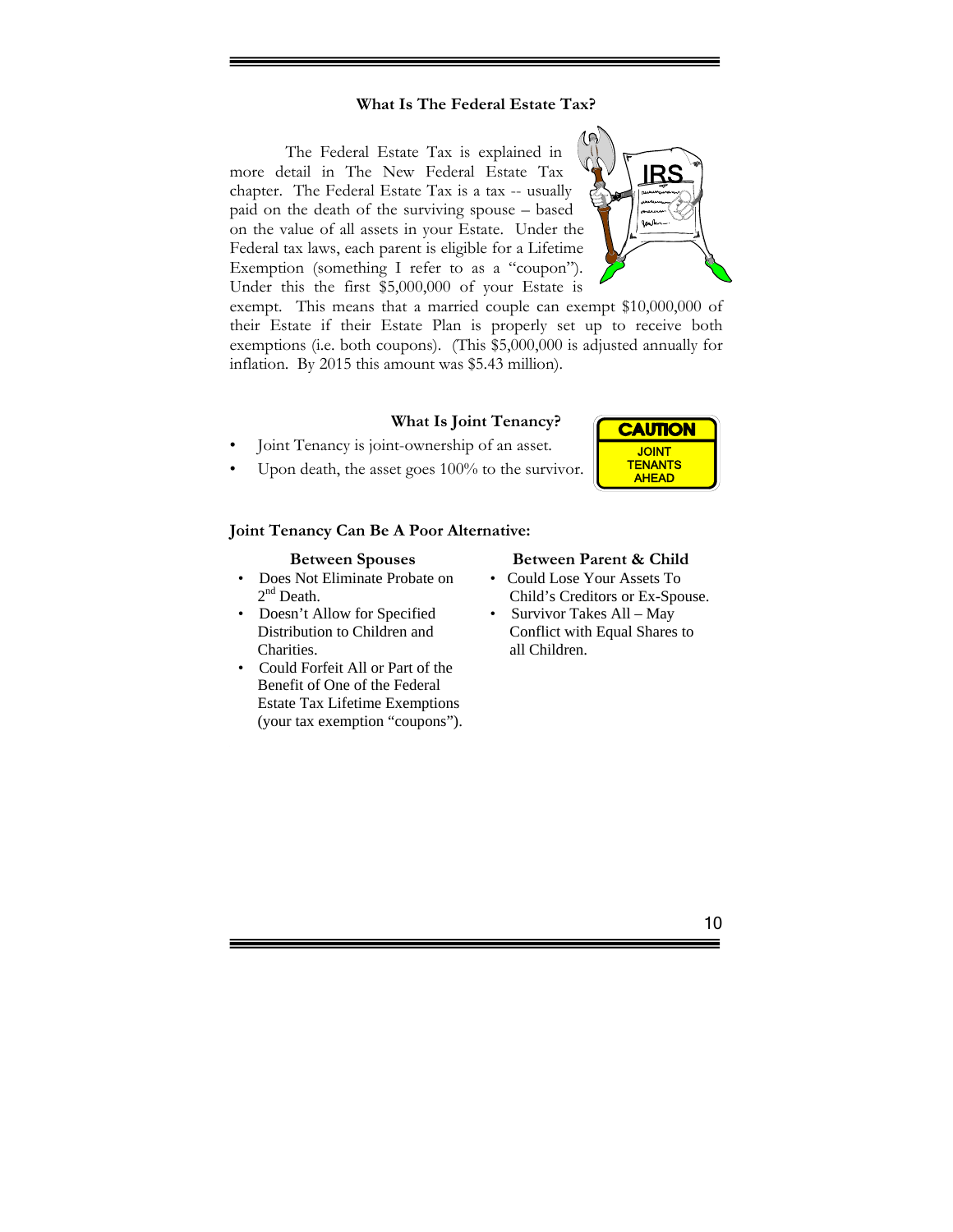### What Is The Federal Estate Tax?

The Federal Estate Tax is explained in more detail in The New Federal Estate Tax chapter. The Federal Estate Tax is a tax -- usually paid on the death of the surviving spouse – based on the value of all assets in your Estate. Under the Federal tax laws, each parent is eligible for a Lifetime Exemption (something I refer to as a "coupon"). Under this the first $5,000,000 of your Estate is exempt. This means that a married couple can exempt $10,000,000 of their Estate if their Estate Plan is properly set up to receive both exemptions (i.e. both coupons). (This $5,000,000 is adjusted annually for inflation. By 2015 this amount was $5.43 million).

### What Is Joint Tenancy?

- Joint Tenancy is joint-ownership of an asset.
- Upon death, the asset goes 100% to the survivor.

CAUTION

JOINT TENANTS AHEAD

**Joint Tenancy Can Be A Poor Alternative:**

**Between Spouses**

- Does Not Eliminate Probate on 2nd Death.
- Doesn't Allow for Specified Distribution to Children and Charities.
- Could Forfeit All or Part of the Benefit of One of the Federal Estate Tax Lifetime Exemptions (your tax exemption "coupons").

**Between Parent & Child**

- Could Lose Your Assets To Child's Creditors or Ex-Spouse.
- Survivor Takes All – May Conflict with Equal Shares to all Children.